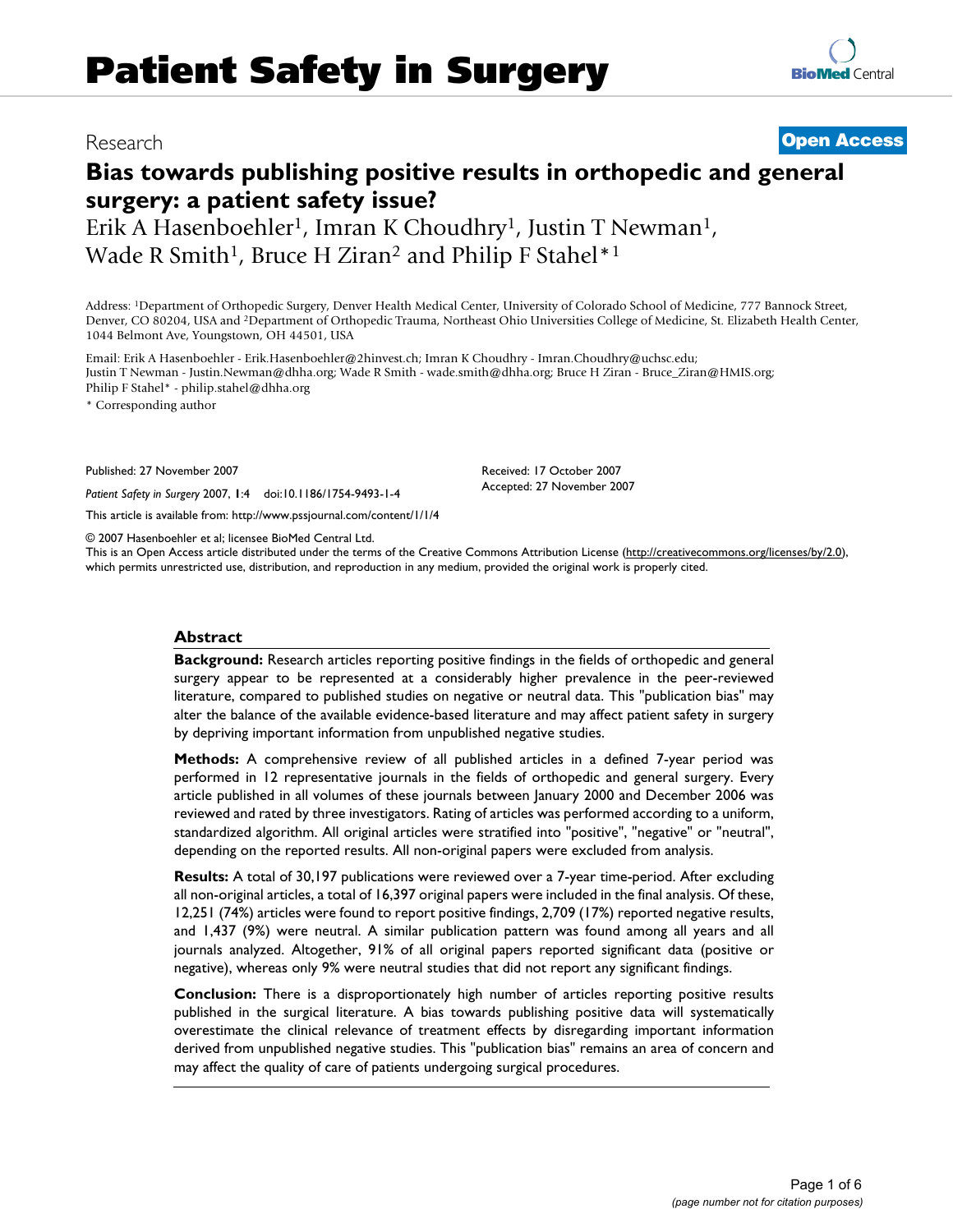# Patient Safety in Surgery

Research

**Open Access**

## Bias towards publishing positive results in orthopedic and general surgery: a patient safety issue?

Erik A Hasenboehler[1], Imran K Choudhry[1], Justin T Newman[1], Wade R Smith[1], Bruce H Ziran[2] and Philip F Stahel*[1]

Address: [1]Department of Orthopedic Surgery, Denver Health Medical Center, University of Colorado School of Medicine, 777 Bannock Street, Denver, CO 80204, USA and [2]Department of Orthopedic Trauma, Northeast Ohio Universities College of Medicine, St. Elizabeth Health Center, 1044 Belmont Ave, Youngstown, OH 44501, USA

Email: Erik A Hasenboehler - Erik.Hasenboehler@2hinvest.ch; Imran K Choudhry - Imran.Choudhry@uchsc.edu; Justin T Newman - Justin.Newman@dhha.org; Wade R Smith - wade.smith@dhha.org; Bruce H Ziran - Bruce_Ziran@HMIS.org; Philip F Stahel* - philip.stahel@dhha.org

\* Corresponding author

Published: 27 November 2007

*Patient Safety in Surgery* 2007, **1**:4 doi:10.1186/1754-9493-1-4

Received: 17 October 2007
Accepted: 27 November 2007

This article is available from: http://www.pssjournal.com/content/1/1/4

© 2007 Hasenboehler et al; licensee BioMed Central Ltd.
This is an Open Access article distributed under the terms of the Creative Commons Attribution License (http://creativecommons.org/licenses/by/2.0), which permits unrestricted use, distribution, and reproduction in any medium, provided the original work is properly cited.

### Abstract

**Background:** Research articles reporting positive findings in the fields of orthopedic and general surgery appear to be represented at a considerably higher prevalence in the peer-reviewed literature, compared to published studies on negative or neutral data. This "publication bias" may alter the balance of the available evidence-based literature and may affect patient safety in surgery by depriving important information from unpublished negative studies.

**Methods:** A comprehensive review of all published articles in a defined 7-year period was performed in 12 representative journals in the fields of orthopedic and general surgery. Every article published in all volumes of these journals between January 2000 and December 2006 was reviewed and rated by three investigators. Rating of articles was performed according to a uniform, standardized algorithm. All original articles were stratified into "positive", "negative" or "neutral", depending on the reported results. All non-original papers were excluded from analysis.

**Results:** A total of 30,197 publications were reviewed over a 7-year time-period. After excluding all non-original articles, a total of 16,397 original papers were included in the final analysis. Of these, 12,251 (74%) articles were found to report positive findings, 2,709 (17%) reported negative results, and 1,437 (9%) were neutral. A similar publication pattern was found among all years and all journals analyzed. Altogether, 91% of all original papers reported significant data (positive or negative), whereas only 9% were neutral studies that did not report any significant findings.

**Conclusion:** There is a disproportionately high number of articles reporting positive results published in the surgical literature. A bias towards publishing positive data will systematically overestimate the clinical relevance of treatment effects by disregarding important information derived from unpublished negative studies. This "publication bias" remains an area of concern and may affect the quality of care of patients undergoing surgical procedures.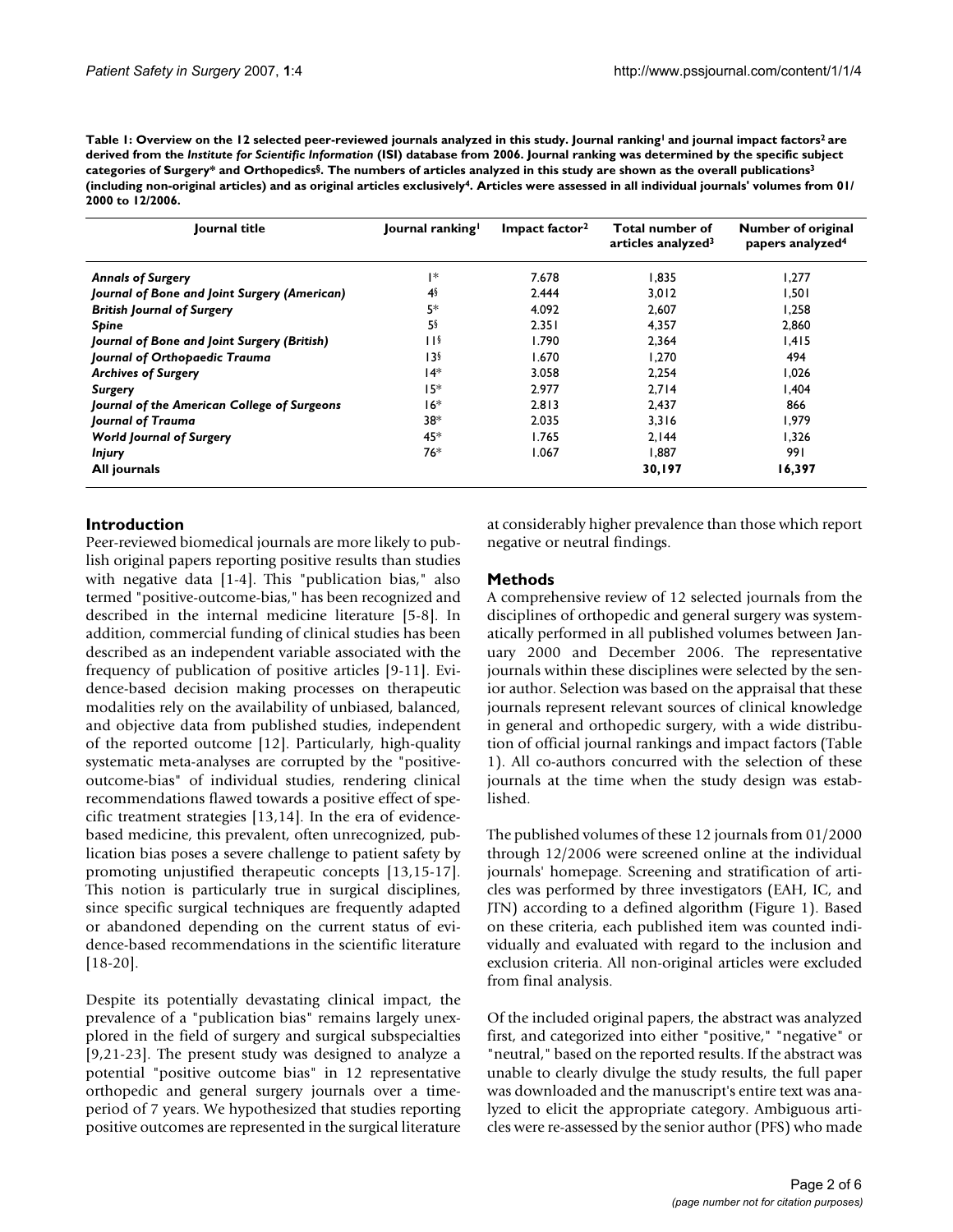**Table 1: Overview on the 12 selected peer-reviewed journals analyzed in this study. Journal ranking[1] and journal impact factors[2] are derived from the *Institute for Scientific Information* (ISI) database from 2006. Journal ranking was determined by the specific subject categories of Surgery* and Orthopedics§. The numbers of articles analyzed in this study are shown as the overall publications[3] (including non-original articles) and as original articles exclusively[4]. Articles were assessed in all individual journals' volumes from 01/2000 to 12/2006.**

| Journal title | Journal ranking[1] | Impact factor[2] | Total number of articles analyzed[3] | Number of original papers analyzed[4] |
|---|---|---|---|---|
| ***Annals of Surgery*** | 1* | 7.678 | 1,835 | 1,277 |
| ***Journal of Bone and Joint Surgery (American)*** | 4§ | 2.444 | 3,012 | 1,501 |
| ***British Journal of Surgery*** | 5* | 4.092 | 2,607 | 1,258 |
| ***Spine*** | 5§ | 2.351 | 4,357 | 2,860 |
| ***Journal of Bone and Joint Surgery (British)*** | 11§ | 1.790 | 2,364 | 1,415 |
| ***Journal of Orthopaedic Trauma*** | 13§ | 1.670 | 1,270 | 494 |
| ***Archives of Surgery*** | 14* | 3.058 | 2,254 | 1,026 |
| ***Surgery*** | 15* | 2.977 | 2,714 | 1,404 |
| ***Journal of the American College of Surgeons*** | 16* | 2.813 | 2,437 | 866 |
| ***Journal of Trauma*** | 38* | 2.035 | 3,316 | 1,979 |
| ***World Journal of Surgery*** | 45* | 1.765 | 2,144 | 1,326 |
| ***Injury*** | 76* | 1.067 | 1,887 | 991 |
| **All journals** | | | **30,197** | **16,397** |

## Introduction

Peer-reviewed biomedical journals are more likely to publish original papers reporting positive results than studies with negative data [1-4]. This "publication bias," also termed "positive-outcome-bias," has been recognized and described in the internal medicine literature [5-8]. In addition, commercial funding of clinical studies has been described as an independent variable associated with the frequency of publication of positive articles [9-11]. Evidence-based decision making processes on therapeutic modalities rely on the availability of unbiased, balanced, and objective data from published studies, independent of the reported outcome [12]. Particularly, high-quality systematic meta-analyses are corrupted by the "positive-outcome-bias" of individual studies, rendering clinical recommendations flawed towards a positive effect of specific treatment strategies [13,14]. In the era of evidence-based medicine, this prevalent, often unrecognized, publication bias poses a severe challenge to patient safety by promoting unjustified therapeutic concepts [13,15-17]. This notion is particularly true in surgical disciplines, since specific surgical techniques are frequently adapted or abandoned depending on the current status of evidence-based recommendations in the scientific literature [18-20].

Despite its potentially devastating clinical impact, the prevalence of a "publication bias" remains largely unexplored in the field of surgery and surgical subspecialties [9,21-23]. The present study was designed to analyze a potential "positive outcome bias" in 12 representative orthopedic and general surgery journals over a time-period of 7 years. We hypothesized that studies reporting positive outcomes are represented in the surgical literature at considerably higher prevalence than those which report negative or neutral findings.

## Methods

A comprehensive review of 12 selected journals from the disciplines of orthopedic and general surgery was systematically performed in all published volumes between January 2000 and December 2006. The representative journals within these disciplines were selected by the senior author. Selection was based on the appraisal that these journals represent relevant sources of clinical knowledge in general and orthopedic surgery, with a wide distribution of official journal rankings and impact factors (Table 1). All co-authors concurred with the selection of these journals at the time when the study design was established.

The published volumes of these 12 journals from 01/2000 through 12/2006 were screened online at the individual journals' homepage. Screening and stratification of articles was performed by three investigators (EAH, IC, and JTN) according to a defined algorithm (Figure 1). Based on these criteria, each published item was counted individually and evaluated with regard to the inclusion and exclusion criteria. All non-original articles were excluded from final analysis.

Of the included original papers, the abstract was analyzed first, and categorized into either "positive," "negative" or "neutral," based on the reported results. If the abstract was unable to clearly divulge the study results, the full paper was downloaded and the manuscript's entire text was analyzed to elicit the appropriate category. Ambiguous articles were re-assessed by the senior author (PFS) who made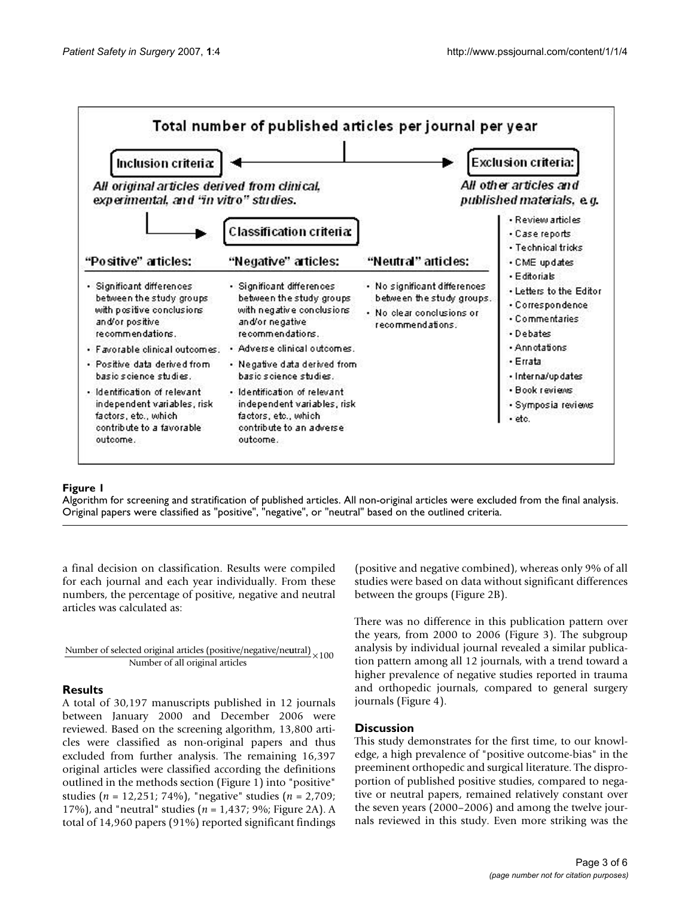**Total number of published articles per journal per year**

**Inclusion criteria:** All original articles derived from clinical, experimental, and "in vitro" studies.

**Exclusion criteria:** All other articles and published materials, e.g.

- Review articles
- Case reports
- Technical tricks
- CME updates
- Editorials
- Letters to the Editor
- Correspondence
- Commentaries
- Debates
- Annotations
- Errata
- Interna/updates
- Book reviews
- Symposia reviews
- etc.

**Classification criteria:**

| "Positive" articles: | "Negative" articles: | "Neutral" articles: |
| --- | --- | --- |
| • Significant differences between the study groups with positive conclusions and/or positive recommendations. | • Significant differences between the study groups with negative conclusions and/or negative recommendations. | • No significant differences between the study groups. |
| • Favorable clinical outcomes. | • Adverse clinical outcomes. | • No clear conclusions or recommendations. |
| • Positive data derived from basic science studies. | • Negative data derived from basic science studies. | |
| • Identification of relevant independent variables, risk factors, etc., which contribute to a favorable outcome. | • Identification of relevant independent variables, risk factors, etc., which contribute to an adverse outcome. | |

**Figure 1**

Algorithm for screening and stratification of published articles. All non-original articles were excluded from the final analysis. Original papers were classified as "positive", "negative", or "neutral" based on the outlined criteria.

a final decision on classification. Results were compiled for each journal and each year individually. From these numbers, the percentage of positive, negative and neutral articles was calculated as:

$$\frac{\text{Number of selected original articles (positive/negative/neutral)}}{\text{Number of all original articles}} \times 100$$

## Results

A total of 30,197 manuscripts published in 12 journals between January 2000 and December 2006 were reviewed. Based on the screening algorithm, 13,800 articles were classified as non-original papers and thus excluded from further analysis. The remaining 16,397 original articles were classified according the definitions outlined in the methods section (Figure 1) into "positive" studies ($n$ = 12,251; 74%), "negative" studies ($n$ = 2,709; 17%), and "neutral" studies ($n$ = 1,437; 9%; Figure 2A). A total of 14,960 papers (91%) reported significant findings (positive and negative combined), whereas only 9% of all studies were based on data without significant differences between the groups (Figure 2B).

There was no difference in this publication pattern over the years, from 2000 to 2006 (Figure 3). The subgroup analysis by individual journal revealed a similar publication pattern among all 12 journals, with a trend toward a higher prevalence of negative studies reported in trauma and orthopedic journals, compared to general surgery journals (Figure 4).

## Discussion

This study demonstrates for the first time, to our knowledge, a high prevalence of "positive outcome-bias" in the preeminent orthopedic and surgical literature. The disproportion of published positive studies, compared to negative or neutral papers, remained relatively constant over the seven years (2000–2006) and among the twelve journals reviewed in this study. Even more striking was the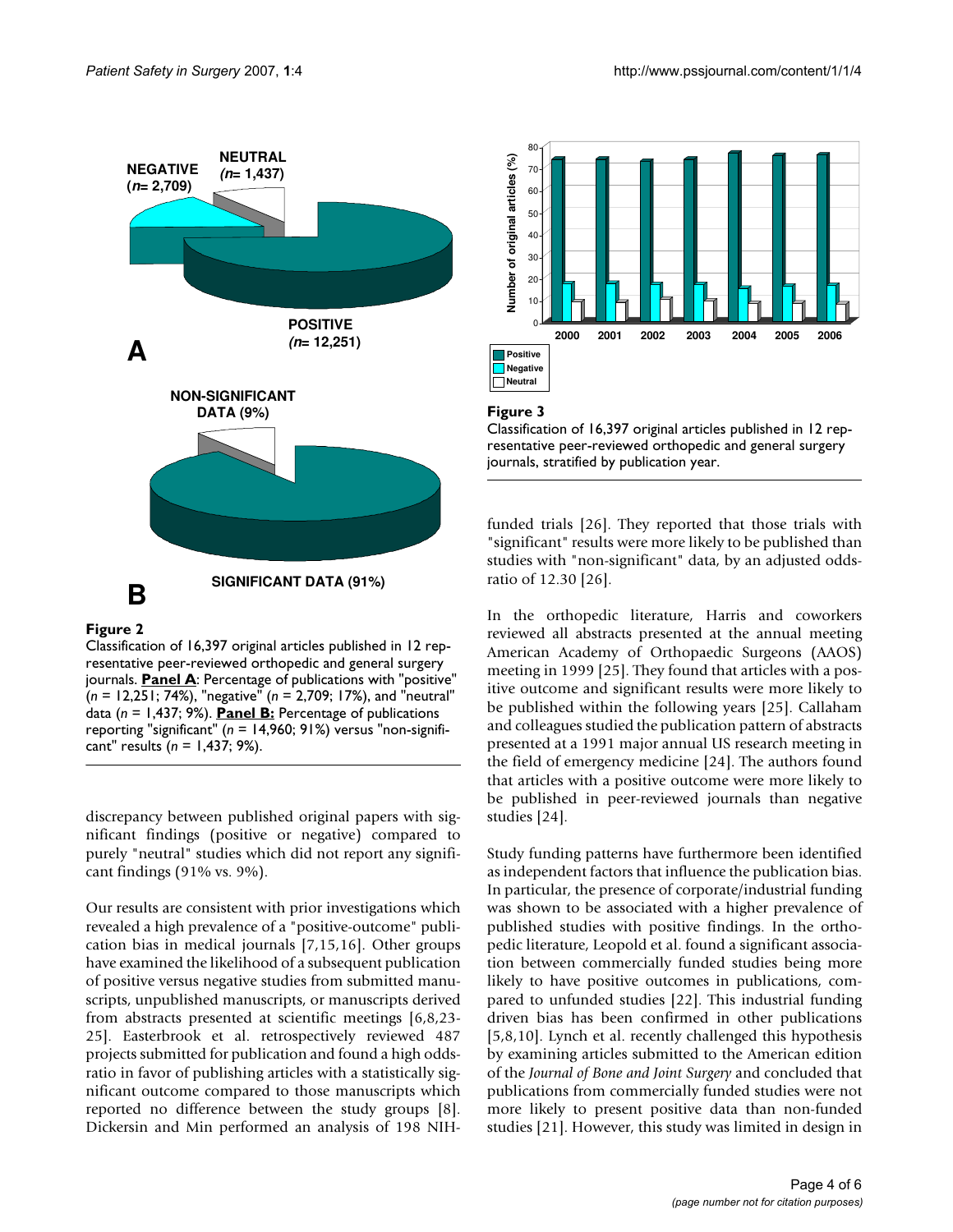**Figure 2**

Classification of 16,397 original articles published in 12 representative peer-reviewed orthopedic and general surgery journals. **Panel A**: Percentage of publications with "positive" (*n* = 12,251; 74%), "negative" (*n* = 2,709; 17%), and "neutral" data (*n* = 1,437; 9%). **Panel B:** Percentage of publications reporting "significant" (*n* = 14,960; 91%) versus "non-significant" results (*n* = 1,437; 9%).

**Figure 3**

Classification of 16,397 original articles published in 12 representative peer-reviewed orthopedic and general surgery journals, stratified by publication year.

discrepancy between published original papers with significant findings (positive or negative) compared to purely "neutral" studies which did not report any significant findings (91% vs. 9%).

Our results are consistent with prior investigations which revealed a high prevalence of a "positive-outcome" publication bias in medical journals [7,15,16]. Other groups have examined the likelihood of a subsequent publication of positive versus negative studies from submitted manuscripts, unpublished manuscripts, or manuscripts derived from abstracts presented at scientific meetings [6,8,23-25]. Easterbrook et al. retrospectively reviewed 487 projects submitted for publication and found a high odds-ratio in favor of publishing articles with a statistically significant outcome compared to those manuscripts which reported no difference between the study groups [8]. Dickersin and Min performed an analysis of 198 NIH-funded trials [26]. They reported that those trials with "significant" results were more likely to be published than studies with "non-significant" data, by an adjusted odds-ratio of 12.30 [26].

In the orthopedic literature, Harris and coworkers reviewed all abstracts presented at the annual meeting American Academy of Orthopaedic Surgeons (AAOS) meeting in 1999 [25]. They found that articles with a positive outcome and significant results were more likely to be published within the following years [25]. Callaham and colleagues studied the publication pattern of abstracts presented at a 1991 major annual US research meeting in the field of emergency medicine [24]. The authors found that articles with a positive outcome were more likely to be published in peer-reviewed journals than negative studies [24].

Study funding patterns have furthermore been identified as independent factors that influence the publication bias. In particular, the presence of corporate/industrial funding was shown to be associated with a higher prevalence of published studies with positive findings. In the orthopedic literature, Leopold et al. found a significant association between commercially funded studies being more likely to have positive outcomes in publications, compared to unfunded studies [22]. This industrial funding driven bias has been confirmed in other publications [5,8,10]. Lynch et al. recently challenged this hypothesis by examining articles submitted to the American edition of the *Journal of Bone and Joint Surgery* and concluded that publications from commercially funded studies were not more likely to present positive data than non-funded studies [21]. However, this study was limited in design in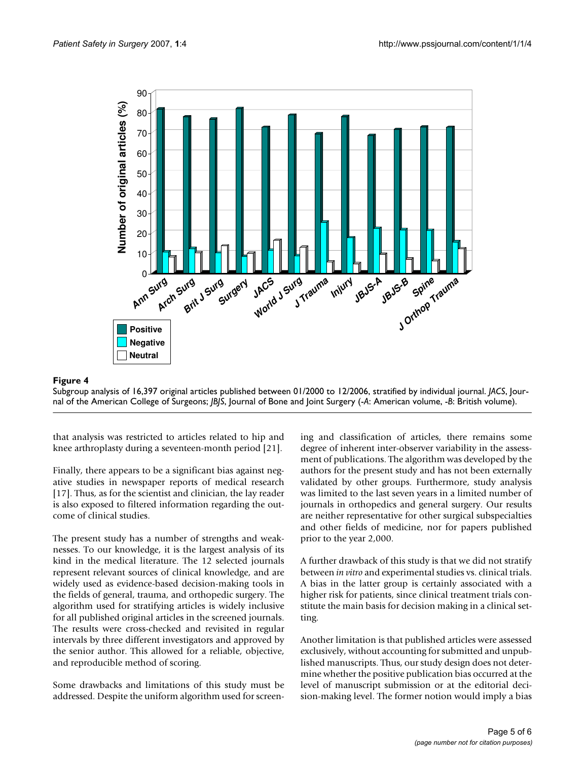90
80
70
60
50
40
30
20
10
0

Number of original articles (%)

Ann Surg
Arch Surg
Brit J Surg
Surgery
JACS
World J Surg
J Trauma
Injury
JBJS-A
JBJS-B
Spine
J Orthop Trauma

Positive
Negative
Neutral

**Figure 4**

Subgroup analysis of 16,397 original articles published between 01/2000 to 12/2006, stratified by individual journal. *JACS*, Journal of the American College of Surgeons; *JBJS*, Journal of Bone and Joint Surgery (*-A*: American volume, *-B*: British volume).

that analysis was restricted to articles related to hip and knee arthroplasty during a seventeen-month period [21].

Finally, there appears to be a significant bias against negative studies in newspaper reports of medical research [17]. Thus, as for the scientist and clinician, the lay reader is also exposed to filtered information regarding the outcome of clinical studies.

The present study has a number of strengths and weaknesses. To our knowledge, it is the largest analysis of its kind in the medical literature. The 12 selected journals represent relevant sources of clinical knowledge, and are widely used as evidence-based decision-making tools in the fields of general, trauma, and orthopedic surgery. The algorithm used for stratifying articles is widely inclusive for all published original articles in the screened journals. The results were cross-checked and revisited in regular intervals by three different investigators and approved by the senior author. This allowed for a reliable, objective, and reproducible method of scoring.

Some drawbacks and limitations of this study must be addressed. Despite the uniform algorithm used for screening and classification of articles, there remains some degree of inherent inter-observer variability in the assessment of publications. The algorithm was developed by the authors for the present study and has not been externally validated by other groups. Furthermore, study analysis was limited to the last seven years in a limited number of journals in orthopedics and general surgery. Our results are neither representative for other surgical subspecialties and other fields of medicine, nor for papers published prior to the year 2,000.

A further drawback of this study is that we did not stratify between *in vitro* and experimental studies vs. clinical trials. A bias in the latter group is certainly associated with a higher risk for patients, since clinical treatment trials constitute the main basis for decision making in a clinical setting.

Another limitation is that published articles were assessed exclusively, without accounting for submitted and unpublished manuscripts. Thus, our study design does not determine whether the positive publication bias occurred at the level of manuscript submission or at the editorial decision-making level. The former notion would imply a bias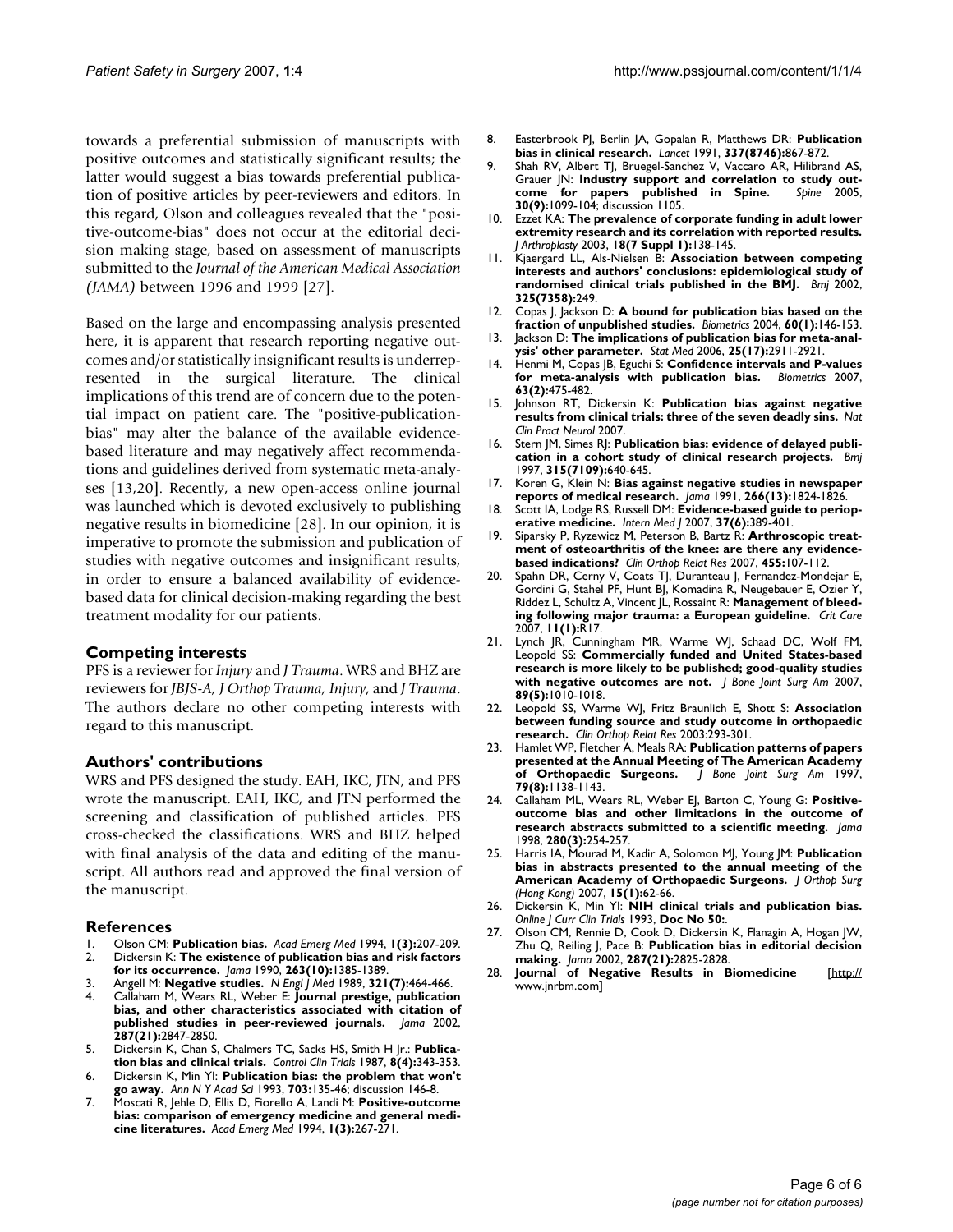towards a preferential submission of manuscripts with positive outcomes and statistically significant results; the latter would suggest a bias towards preferential publication of positive articles by peer-reviewers and editors. In this regard, Olson and colleagues revealed that the "positive-outcome-bias" does not occur at the editorial decision making stage, based on assessment of manuscripts submitted to the *Journal of the American Medical Association (JAMA)* between 1996 and 1999 [27].

Based on the large and encompassing analysis presented here, it is apparent that research reporting negative outcomes and/or statistically insignificant results is underrepresented in the surgical literature. The clinical implications of this trend are of concern due to the potential impact on patient care. The "positive-publication-bias" may alter the balance of the available evidence-based literature and may negatively affect recommendations and guidelines derived from systematic meta-analyses [13,20]. Recently, a new open-access online journal was launched which is devoted exclusively to publishing negative results in biomedicine [28]. In our opinion, it is imperative to promote the submission and publication of studies with negative outcomes and insignificant results, in order to ensure a balanced availability of evidence-based data for clinical decision-making regarding the best treatment modality for our patients.

## Competing interests

PFS is a reviewer for *Injury* and *J Trauma*. WRS and BHZ are reviewers for *JBJS-A, J Orthop Trauma, Injury*, and *J Trauma*. The authors declare no other competing interests with regard to this manuscript.

## Authors' contributions

WRS and PFS designed the study. EAH, IKC, JTN, and PFS wrote the manuscript. EAH, IKC, and JTN performed the screening and classification of published articles. PFS cross-checked the classifications. WRS and BHZ helped with final analysis of the data and editing of the manuscript. All authors read and approved the final version of the manuscript.

## References

1. Olson CM: **Publication bias.** *Acad Emerg Med* 1994, **1(3):**207-209.
2. Dickersin K: **The existence of publication bias and risk factors for its occurrence.** *Jama* 1990, **263(10):**1385-1389.
3. Angell M: **Negative studies.** *N Engl J Med* 1989, **321(7):**464-466.
4. Callaham M, Wears RL, Weber E: **Journal prestige, publication bias, and other characteristics associated with citation of published studies in peer-reviewed journals.** *Jama* 2002, **287(21):**2847-2850.
5. Dickersin K, Chan S, Chalmers TC, Sacks HS, Smith H Jr.: **Publication bias and clinical trials.** *Control Clin Trials* 1987, **8(4):**343-353.
6. Dickersin K, Min YI: **Publication bias: the problem that won't go away.** *Ann N Y Acad Sci* 1993, **703:**135-46; discussion 146-8.
7. Moscati R, Jehle D, Ellis D, Fiorello A, Landi M: **Positive-outcome bias: comparison of emergency medicine and general medicine literatures.** *Acad Emerg Med* 1994, **1(3):**267-271.
8. Easterbrook PJ, Berlin JA, Gopalan R, Matthews DR: **Publication bias in clinical research.** *Lancet* 1991, **337(8746):**867-872.
9. Shah RV, Albert TJ, Bruegel-Sanchez V, Vaccaro AR, Hilibrand AS, Grauer JN: **Industry support and correlation to study outcome for papers published in Spine.** *Spine* 2005, **30(9):**1099-104; discussion 1105.
10. Ezzet KA: **The prevalence of corporate funding in adult lower extremity research and its correlation with reported results.** *J Arthroplasty* 2003, **18(7 Suppl 1):**138-145.
11. Kjaergard LL, Als-Nielsen B: **Association between competing interests and authors' conclusions: epidemiological study of randomised clinical trials published in the BMJ.** *Bmj* 2002, **325(7358):**249.
12. Copas J, Jackson D: **A bound for publication bias based on the fraction of unpublished studies.** *Biometrics* 2004, **60(1):**146-153.
13. Jackson D: **The implications of publication bias for meta-analysis' other parameter.** *Stat Med* 2006, **25(17):**2911-2921.
14. Henmi M, Copas JB, Eguchi S: **Confidence intervals and P-values for meta-analysis with publication bias.** *Biometrics* 2007, **63(2):**475-482.
15. Johnson RT, Dickersin K: **Publication bias against negative results from clinical trials: three of the seven deadly sins.** *Nat Clin Pract Neurol* 2007.
16. Stern JM, Simes RJ: **Publication bias: evidence of delayed publication in a cohort study of clinical research projects.** *Bmj* 1997, **315(7109):**640-645.
17. Koren G, Klein N: **Bias against negative studies in newspaper reports of medical research.** *Jama* 1991, **266(13):**1824-1826.
18. Scott IA, Lodge RS, Russell DM: **Evidence-based guide to perioperative medicine.** *Intern Med J* 2007, **37(6):**389-401.
19. Siparsky P, Ryzewicz M, Peterson B, Bartz R: **Arthroscopic treatment of osteoarthritis of the knee: are there any evidence-based indications?** *Clin Orthop Relat Res* 2007, **455:**107-112.
20. Spahn DR, Cerny V, Coats TJ, Duranteau J, Fernandez-Mondejar E, Gordini G, Stahel PF, Hunt BJ, Komadina R, Neugebauer E, Ozier Y, Riddez L, Schultz A, Vincent JL, Rossaint R: **Management of bleeding following major trauma: a European guideline.** *Crit Care* 2007, **11(1):**R17.
21. Lynch JR, Cunningham MR, Warme WJ, Schaad DC, Wolf FM, Leopold SS: **Commercially funded and United States-based research is more likely to be published; good-quality studies with negative outcomes are not.** *J Bone Joint Surg Am* 2007, **89(5):**1010-1018.
22. Leopold SS, Warme WJ, Fritz Braunlich E, Shott S: **Association between funding source and study outcome in orthopaedic research.** *Clin Orthop Relat Res* 2003:293-301.
23. Hamlet WP, Fletcher A, Meals RA: **Publication patterns of papers presented at the Annual Meeting of The American Academy of Orthopaedic Surgeons.** *J Bone Joint Surg Am* 1997, **79(8):**1138-1143.
24. Callaham ML, Wears RL, Weber EJ, Barton C, Young G: **Positive-outcome bias and other limitations in the outcome of research abstracts submitted to a scientific meeting.** *Jama* 1998, **280(3):**254-257.
25. Harris IA, Mourad M, Kadir A, Solomon MJ, Young JM: **Publication bias in abstracts presented to the annual meeting of the American Academy of Orthopaedic Surgeons.** *J Orthop Surg (Hong Kong)* 2007, **15(1):**62-66.
26. Dickersin K, Min YI: **NIH clinical trials and publication bias.** *Online J Curr Clin Trials* 1993, **Doc No 50:**.
27. Olson CM, Rennie D, Cook D, Dickersin K, Flanagin A, Hogan JW, Zhu Q, Reiling J, Pace B: **Publication bias in editorial decision making.** *Jama* 2002, **287(21):**2825-2828.
28. **Journal of Negative Results in Biomedicine** [http://www.jnrbm.com]